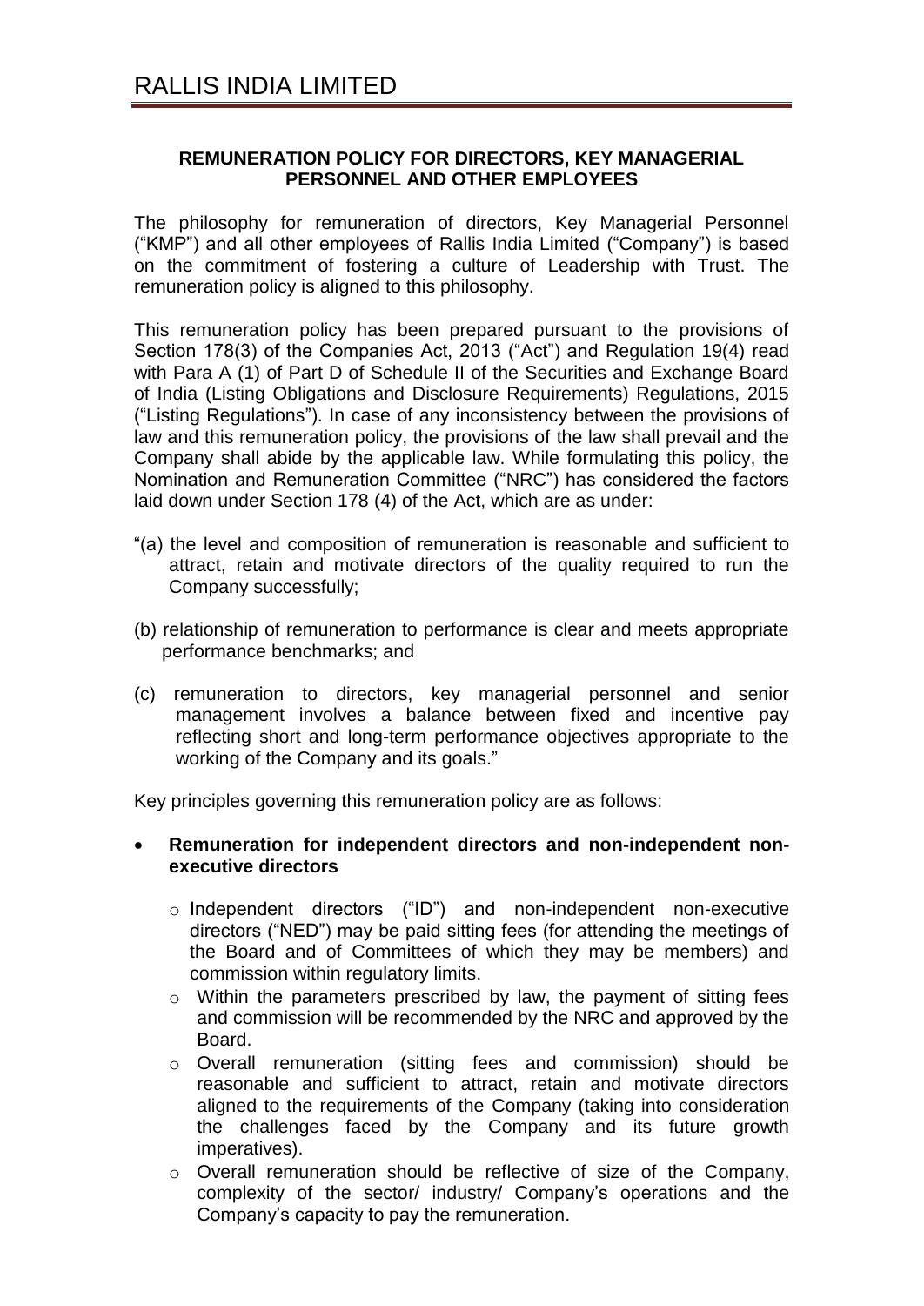# RALLIS INDIA LIMITED

## REMUNERATION POLICY FOR DIRECTORS, KEY MANAGERIAL PERSONNEL AND OTHER EMPLOYEES

The philosophy for remuneration of directors, Key Managerial Personnel ("KMP") and all other employees of Rallis India Limited ("Company") is based on the commitment of fostering a culture of Leadership with Trust. The remuneration policy is aligned to this philosophy.

This remuneration policy has been prepared pursuant to the provisions of Section 178(3) of the Companies Act, 2013 ("Act") and Regulation 19(4) read with Para A (1) of Part D of Schedule II of the Securities and Exchange Board of India (Listing Obligations and Disclosure Requirements) Regulations, 2015 ("Listing Regulations"). In case of any inconsistency between the provisions of law and this remuneration policy, the provisions of the law shall prevail and the Company shall abide by the applicable law. While formulating this policy, the Nomination and Remuneration Committee ("NRC") has considered the factors laid down under Section 178 (4) of the Act, which are as under:

"(a) the level and composition of remuneration is reasonable and sufficient to attract, retain and motivate directors of the quality required to run the Company successfully;

(b) relationship of remuneration to performance is clear and meets appropriate performance benchmarks; and

(c) remuneration to directors, key managerial personnel and senior management involves a balance between fixed and incentive pay reflecting short and long-term performance objectives appropriate to the working of the Company and its goals."

Key principles governing this remuneration policy are as follows:

- **Remuneration for independent directors and non-independent non-executive directors**
  - Independent directors ("ID") and non-independent non-executive directors ("NED") may be paid sitting fees (for attending the meetings of the Board and of Committees of which they may be members) and commission within regulatory limits.
  - Within the parameters prescribed by law, the payment of sitting fees and commission will be recommended by the NRC and approved by the Board.
  - Overall remuneration (sitting fees and commission) should be reasonable and sufficient to attract, retain and motivate directors aligned to the requirements of the Company (taking into consideration the challenges faced by the Company and its future growth imperatives).
  - Overall remuneration should be reflective of size of the Company, complexity of the sector/ industry/ Company's operations and the Company's capacity to pay the remuneration.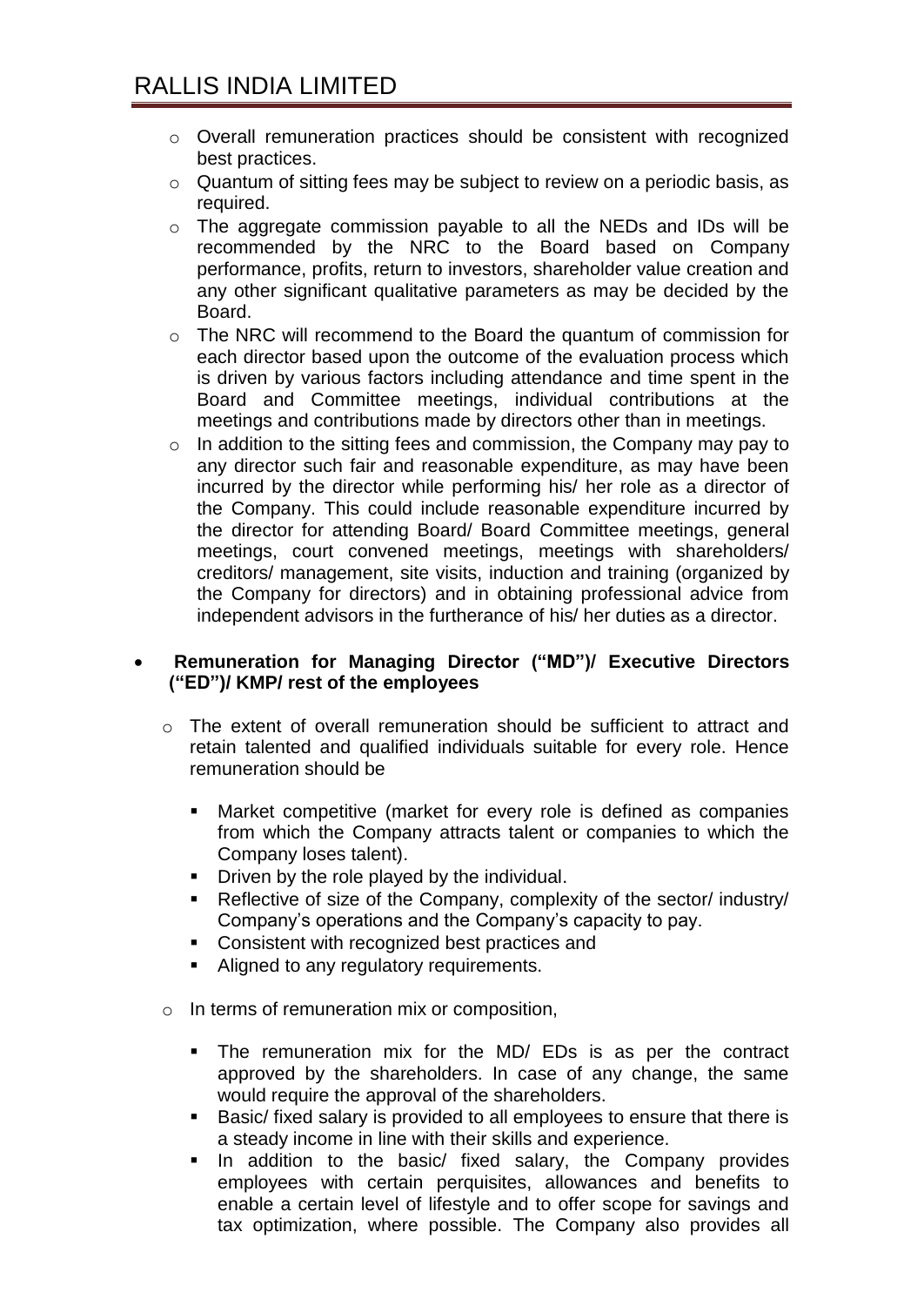- Overall remuneration practices should be consistent with recognized best practices.
  - Quantum of sitting fees may be subject to review on a periodic basis, as required.
  - The aggregate commission payable to all the NEDs and IDs will be recommended by the NRC to the Board based on Company performance, profits, return to investors, shareholder value creation and any other significant qualitative parameters as may be decided by the Board.
  - The NRC will recommend to the Board the quantum of commission for each director based upon the outcome of the evaluation process which is driven by various factors including attendance and time spent in the Board and Committee meetings, individual contributions at the meetings and contributions made by directors other than in meetings.
  - In addition to the sitting fees and commission, the Company may pay to any director such fair and reasonable expenditure, as may have been incurred by the director while performing his/ her role as a director of the Company. This could include reasonable expenditure incurred by the director for attending Board/ Board Committee meetings, general meetings, court convened meetings, meetings with shareholders/ creditors/ management, site visits, induction and training (organized by the Company for directors) and in obtaining professional advice from independent advisors in the furtherance of his/ her duties as a director.

- **Remuneration for Managing Director ("MD")/ Executive Directors ("ED")/ KMP/ rest of the employees**

  - The extent of overall remuneration should be sufficient to attract and retain talented and qualified individuals suitable for every role. Hence remuneration should be

    - Market competitive (market for every role is defined as companies from which the Company attracts talent or companies to which the Company loses talent).
    - Driven by the role played by the individual.
    - Reflective of size of the Company, complexity of the sector/ industry/ Company's operations and the Company's capacity to pay.
    - Consistent with recognized best practices and
    - Aligned to any regulatory requirements.

  - In terms of remuneration mix or composition,

    - The remuneration mix for the MD/ EDs is as per the contract approved by the shareholders. In case of any change, the same would require the approval of the shareholders.
    - Basic/ fixed salary is provided to all employees to ensure that there is a steady income in line with their skills and experience.
    - In addition to the basic/ fixed salary, the Company provides employees with certain perquisites, allowances and benefits to enable a certain level of lifestyle and to offer scope for savings and tax optimization, where possible. The Company also provides all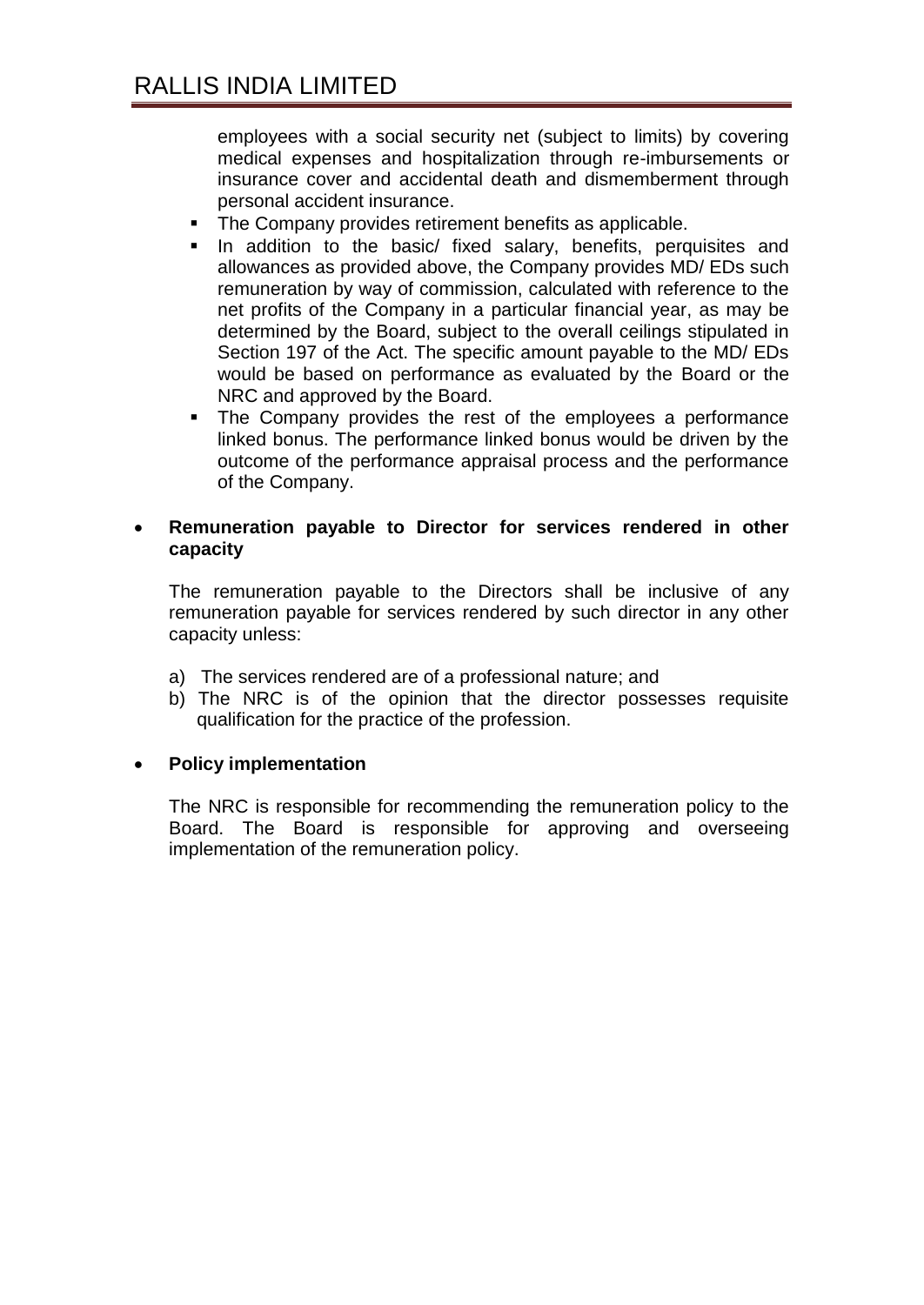employees with a social security net (subject to limits) by covering medical expenses and hospitalization through re-imbursements or insurance cover and accidental death and dismemberment through personal accident insurance.

- The Company provides retirement benefits as applicable.
- In addition to the basic/ fixed salary, benefits, perquisites and allowances as provided above, the Company provides MD/ EDs such remuneration by way of commission, calculated with reference to the net profits of the Company in a particular financial year, as may be determined by the Board, subject to the overall ceilings stipulated in Section 197 of the Act. The specific amount payable to the MD/ EDs would be based on performance as evaluated by the Board or the NRC and approved by the Board.
- The Company provides the rest of the employees a performance linked bonus. The performance linked bonus would be driven by the outcome of the performance appraisal process and the performance of the Company.

- **Remuneration payable to Director for services rendered in other capacity**

  The remuneration payable to the Directors shall be inclusive of any remuneration payable for services rendered by such director in any other capacity unless:

  a) The services rendered are of a professional nature; and
  b) The NRC is of the opinion that the director possesses requisite qualification for the practice of the profession.

- **Policy implementation**

  The NRC is responsible for recommending the remuneration policy to the Board. The Board is responsible for approving and overseeing implementation of the remuneration policy.